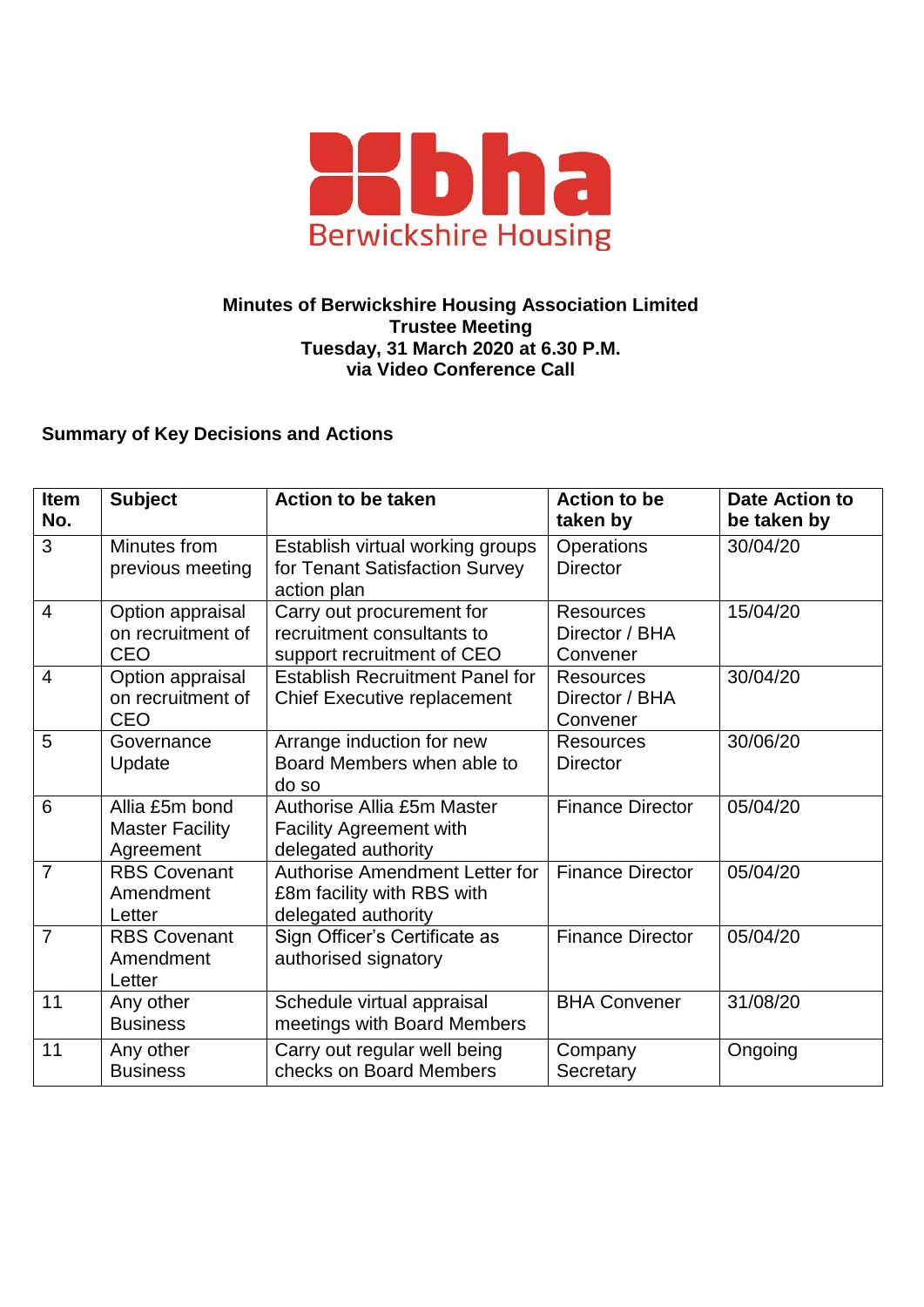Berwickshire Housing

**Minutes of Berwickshire Housing Association Limited**
**Trustee Meeting**
**Tuesday, 31 March 2020 at 6.30 P.M.**
**via Video Conference Call**

**Summary of Key Decisions and Actions**

| Item No. | Subject | Action to be taken | Action to be taken by | Date Action to be taken by |
|---|---|---|---|---|
| 3 | Minutes from previous meeting | Establish virtual working groups for Tenant Satisfaction Survey action plan | Operations Director | 30/04/20 |
| 4 | Option appraisal on recruitment of CEO | Carry out procurement for recruitment consultants to support recruitment of CEO | Resources Director / BHA Convener | 15/04/20 |
| 4 | Option appraisal on recruitment of CEO | Establish Recruitment Panel for Chief Executive replacement | Resources Director / BHA Convener | 30/04/20 |
| 5 | Governance Update | Arrange induction for new Board Members when able to do so | Resources Director | 30/06/20 |
| 6 | Allia £5m bond Master Facility Agreement | Authorise Allia £5m Master Facility Agreement with delegated authority | Finance Director | 05/04/20 |
| 7 | RBS Covenant Amendment Letter | Authorise Amendment Letter for £8m facility with RBS with delegated authority | Finance Director | 05/04/20 |
| 7 | RBS Covenant Amendment Letter | Sign Officer's Certificate as authorised signatory | Finance Director | 05/04/20 |
| 11 | Any other Business | Schedule virtual appraisal meetings with Board Members | BHA Convener | 31/08/20 |
| 11 | Any other Business | Carry out regular well being checks on Board Members | Company Secretary | Ongoing |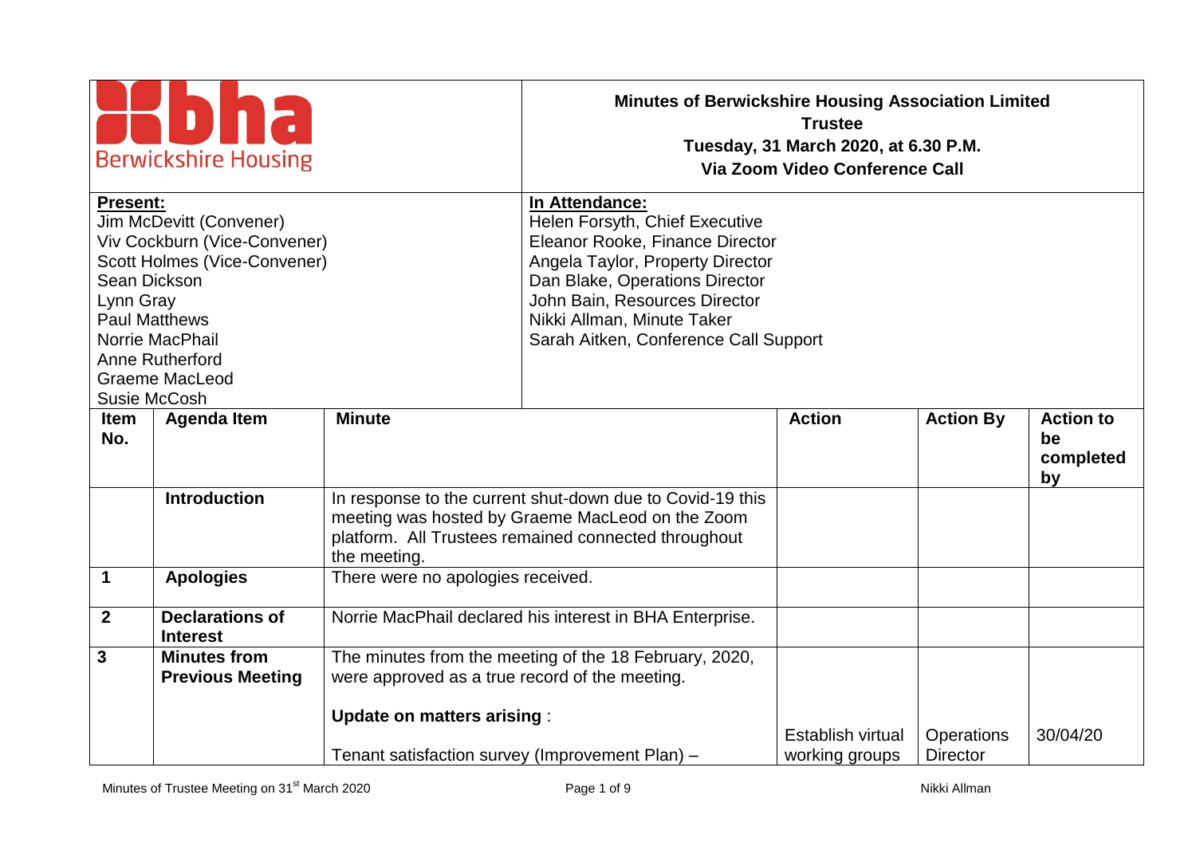# Berwickshire Housing

## Minutes of Berwickshire Housing Association Limited Trustee

**Tuesday, 31 March 2020, at 6.30 P.M.**

**Via Zoom Video Conference Call**

**Present:**
Jim McDevitt (Convener)
Viv Cockburn (Vice-Convener)
Scott Holmes (Vice-Convener)
Sean Dickson
Lynn Gray
Paul Matthews
Norrie MacPhail
Anne Rutherford
Graeme MacLeod
Susie McCosh

**In Attendance:**
Helen Forsyth, Chief Executive
Eleanor Rooke, Finance Director
Angela Taylor, Property Director
Dan Blake, Operations Director
John Bain, Resources Director
Nikki Allman, Minute Taker
Sarah Aitken, Conference Call Support

| Item No. | Agenda Item | Minute | Action | Action By | Action to be completed by |
|---|---|---|---|---|---|
| | **Introduction** | In response to the current shut-down due to Covid-19 this meeting was hosted by Graeme MacLeod on the Zoom platform. All Trustees remained connected throughout the meeting. | | | |
| **1** | **Apologies** | There were no apologies received. | | | |
| **2** | **Declarations of Interest** | Norrie MacPhail declared his interest in BHA Enterprise. | | | |
| **3** | **Minutes from Previous Meeting** | The minutes from the meeting of the 18 February, 2020, were approved as a true record of the meeting.<br><br>**Update on matters arising** :<br><br>Tenant satisfaction survey (Improvement Plan) – | Establish virtual working groups | Operations Director | 30/04/20 |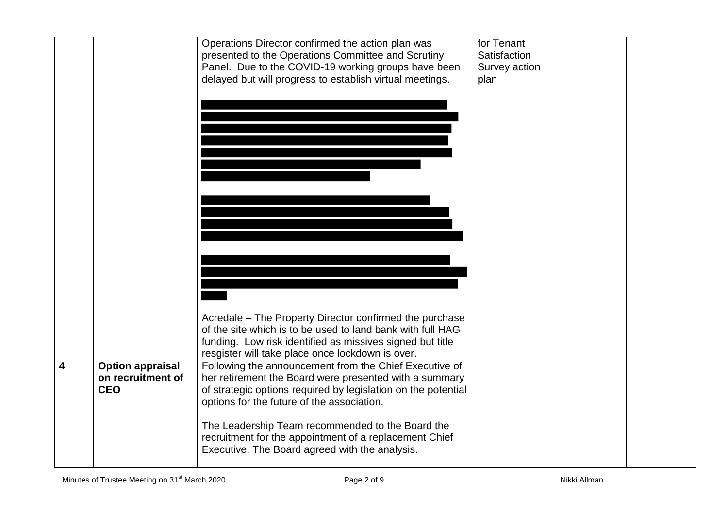|  |  |  |  |  |  |
|---|---|---|---|---|---|
|  |  | Operations Director confirmed the action plan was presented to the Operations Committee and Scrutiny Panel. Due to the COVID-19 working groups have been delayed but will progress to establish virtual meetings.<br><br>[REDACTED]<br><br>[REDACTED]<br><br>[REDACTED]<br><br>Acredale – The Property Director confirmed the purchase of the site which is to be used to land bank with full HAG funding. Low risk identified as missives signed but title resgister will take place once lockdown is over. | for Tenant Satisfaction Survey action plan |  |  |
| **4** | **Option appraisal on recruitment of CEO** | Following the announcement from the Chief Executive of her retirement the Board were presented with a summary of strategic options required by legislation on the potential options for the future of the association.<br><br>The Leadership Team recommended to the Board the recruitment for the appointment of a replacement Chief Executive. The Board agreed with the analysis. |  |  |  |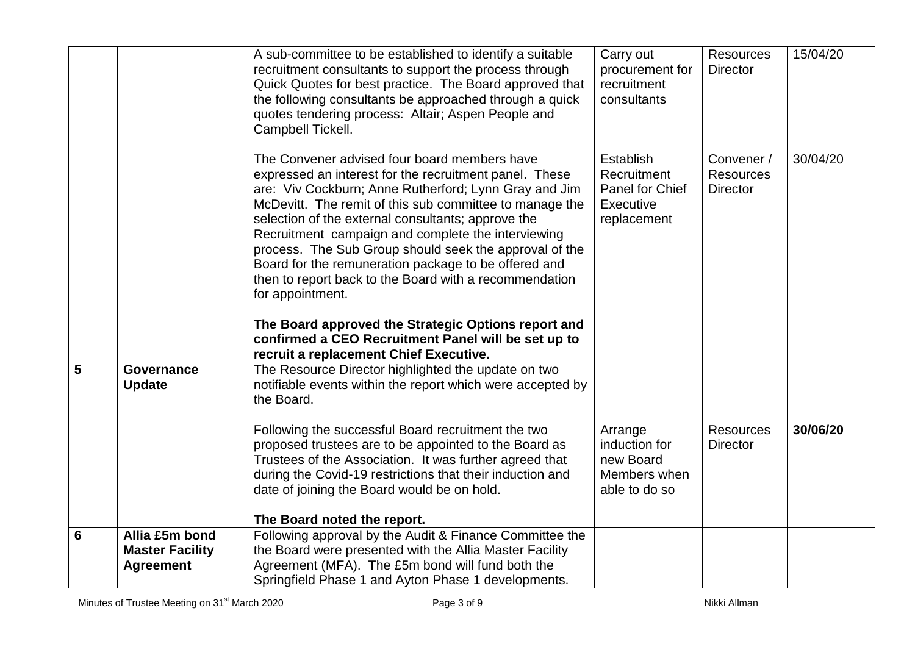| | | | | | |
|---|---|---|---|---|---|
| | | A sub-committee to be established to identify a suitable recruitment consultants to support the process through Quick Quotes for best practice. The Board approved that the following consultants be approached through a quick quotes tendering process: Altair; Aspen People and Campbell Tickell. | Carry out procurement for recruitment consultants | Resources Director | 15/04/20 |
| | | The Convener advised four board members have expressed an interest for the recruitment panel. These are: Viv Cockburn; Anne Rutherford; Lynn Gray and Jim McDevitt. The remit of this sub committee to manage the selection of the external consultants; approve the Recruitment campaign and complete the interviewing process. The Sub Group should seek the approval of the Board for the remuneration package to be offered and then to report back to the Board with a recommendation for appointment. | Establish Recruitment Panel for Chief Executive replacement | Convener / Resources Director | 30/04/20 |
| | | **The Board approved the Strategic Options report and confirmed a CEO Recruitment Panel will be set up to recruit a replacement Chief Executive.** | | | |
| **5** | **Governance Update** | The Resource Director highlighted the update on two notifiable events within the report which were accepted by the Board. | | | |
| | | Following the successful Board recruitment the two proposed trustees are to be appointed to the Board as Trustees of the Association. It was further agreed that during the Covid-19 restrictions that their induction and date of joining the Board would be on hold. | Arrange induction for new Board Members when able to do so | Resources Director | **30/06/20** |
| | | **The Board noted the report.** | | | |
| **6** | **Allia £5m bond Master Facility Agreement** | Following approval by the Audit & Finance Committee the Board were presented with the Allia Master Facility Agreement (MFA). The £5m bond will fund both the Springfield Phase 1 and Ayton Phase 1 developments. | | | |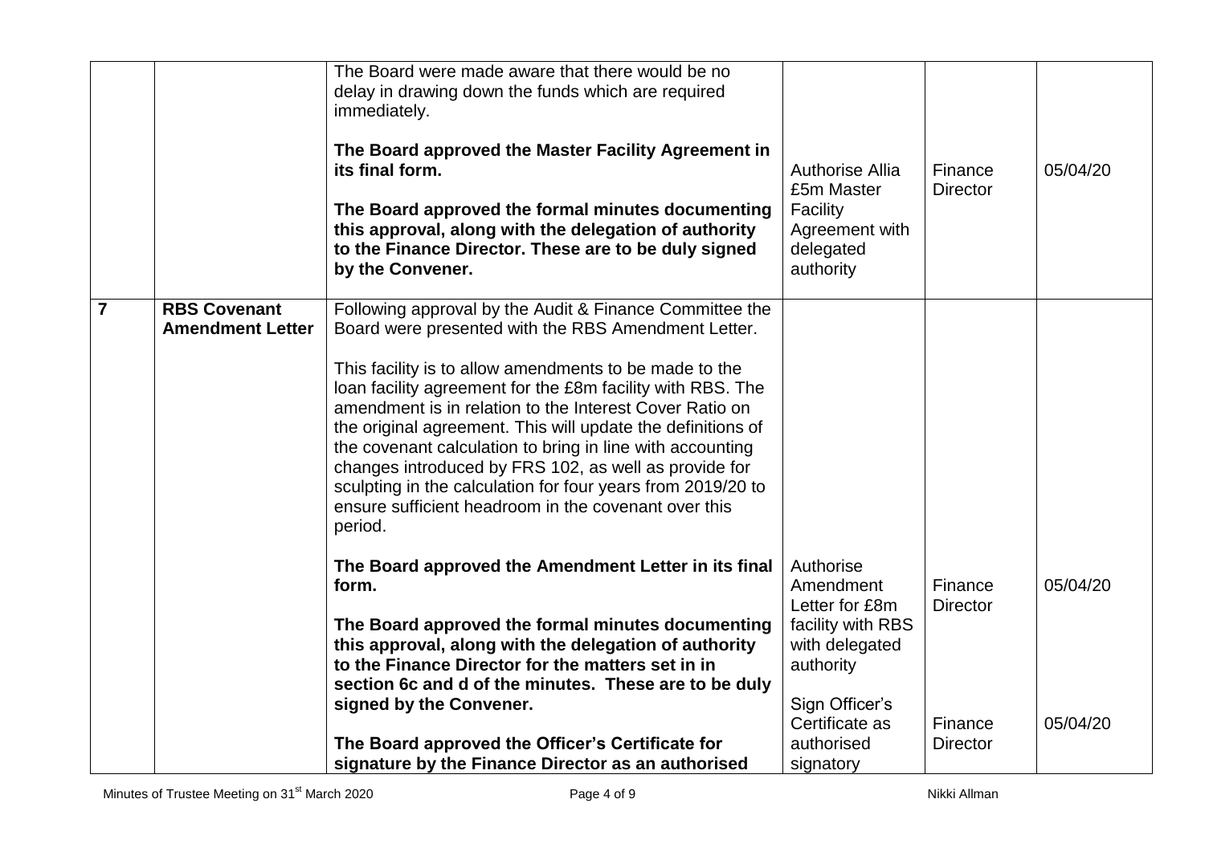| | | | | | |
|---|---|---|---|---|---|
| | | The Board were made aware that there would be no delay in drawing down the funds which are required immediately.<br><br>**The Board approved the Master Facility Agreement in its final form.**<br><br>**The Board approved the formal minutes documenting this approval, along with the delegation of authority to the Finance Director. These are to be duly signed by the Convener.** | Authorise Allia £5m Master Facility Agreement with delegated authority | Finance Director | 05/04/20 |
| **7** | **RBS Covenant Amendment Letter** | Following approval by the Audit & Finance Committee the Board were presented with the RBS Amendment Letter.<br><br>This facility is to allow amendments to be made to the loan facility agreement for the £8m facility with RBS. The amendment is in relation to the Interest Cover Ratio on the original agreement. This will update the definitions of the covenant calculation to bring in line with accounting changes introduced by FRS 102, as well as provide for sculpting in the calculation for four years from 2019/20 to ensure sufficient headroom in the covenant over this period.<br><br>**The Board approved the Amendment Letter in its final form.**<br><br>**The Board approved the formal minutes documenting this approval, along with the delegation of authority to the Finance Director for the matters set in in section 6c and d of the minutes. These are to be duly signed by the Convener.**<br><br>**The Board approved the Officer's Certificate for signature by the Finance Director as an authorised** | Authorise Amendment Letter for £8m facility with RBS with delegated authority<br><br>Sign Officer's Certificate as authorised signatory | Finance Director<br><br>Finance Director | 05/04/20<br><br>05/04/20 |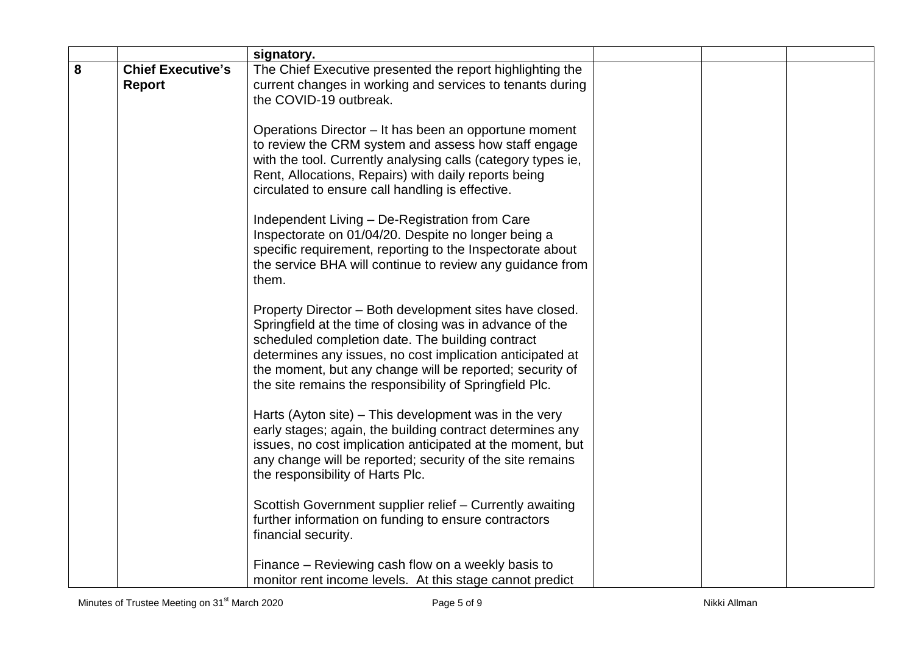|  |  |  |  |  |  |
|---|---|---|---|---|---|
|  |  | **signatory.** |  |  |  |
| **8** | **Chief Executive's Report** | The Chief Executive presented the report highlighting the current changes in working and services to tenants during the COVID-19 outbreak.<br><br>Operations Director – It has been an opportune moment to review the CRM system and assess how staff engage with the tool. Currently analysing calls (category types ie, Rent, Allocations, Repairs) with daily reports being circulated to ensure call handling is effective.<br><br>Independent Living – De-Registration from Care Inspectorate on 01/04/20. Despite no longer being a specific requirement, reporting to the Inspectorate about the service BHA will continue to review any guidance from them.<br><br>Property Director – Both development sites have closed. Springfield at the time of closing was in advance of the scheduled completion date. The building contract determines any issues, no cost implication anticipated at the moment, but any change will be reported; security of the site remains the responsibility of Springfield Plc.<br><br>Harts (Ayton site) – This development was in the very early stages; again, the building contract determines any issues, no cost implication anticipated at the moment, but any change will be reported; security of the site remains the responsibility of Harts Plc.<br><br>Scottish Government supplier relief – Currently awaiting further information on funding to ensure contractors financial security.<br><br>Finance – Reviewing cash flow on a weekly basis to monitor rent income levels. At this stage cannot predict |  |  |  |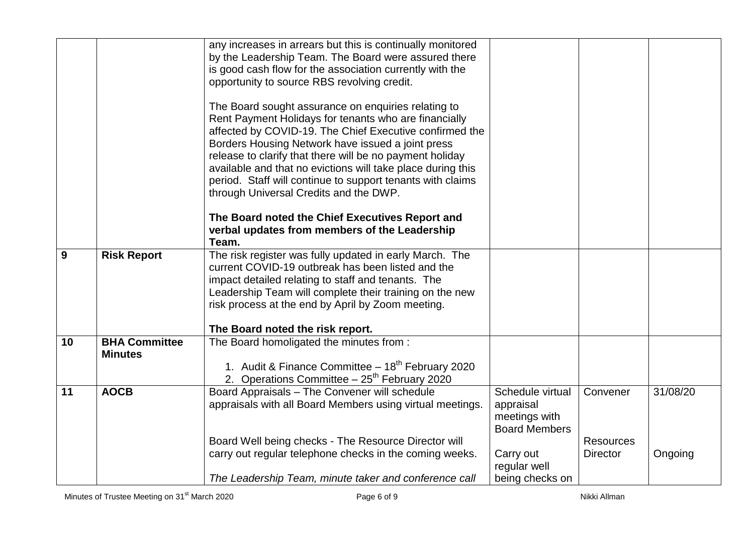| | | | | | |
|---|---|---|---|---|---|
| | | any increases in arrears but this is continually monitored by the Leadership Team. The Board were assured there is good cash flow for the association currently with the opportunity to source RBS revolving credit.<br><br>The Board sought assurance on enquiries relating to Rent Payment Holidays for tenants who are financially affected by COVID-19. The Chief Executive confirmed the Borders Housing Network have issued a joint press release to clarify that there will be no payment holiday available and that no evictions will take place during this period. Staff will continue to support tenants with claims through Universal Credits and the DWP.<br><br>**The Board noted the Chief Executives Report and verbal updates from members of the Leadership Team.** | | | |
| 9 | **Risk Report** | The risk register was fully updated in early March. The current COVID-19 outbreak has been listed and the impact detailed relating to staff and tenants. The Leadership Team will complete their training on the new risk process at the end by April by Zoom meeting.<br><br>**The Board noted the risk report.** | | | |
| 10 | **BHA Committee Minutes** | The Board homoligated the minutes from :<br><br>1. Audit & Finance Committee – 18th February 2020<br>2. Operations Committee – 25th February 2020 | | | |
| 11 | **AOCB** | Board Appraisals – The Convener will schedule appraisals with all Board Members using virtual meetings.<br><br>Board Well being checks - The Resource Director will carry out regular telephone checks in the coming weeks.<br><br>*The Leadership Team, minute taker and conference call* | Schedule virtual appraisal meetings with Board Members<br><br>Carry out regular well being checks on | Convener<br><br>Resources Director | 31/08/20<br><br>Ongoing |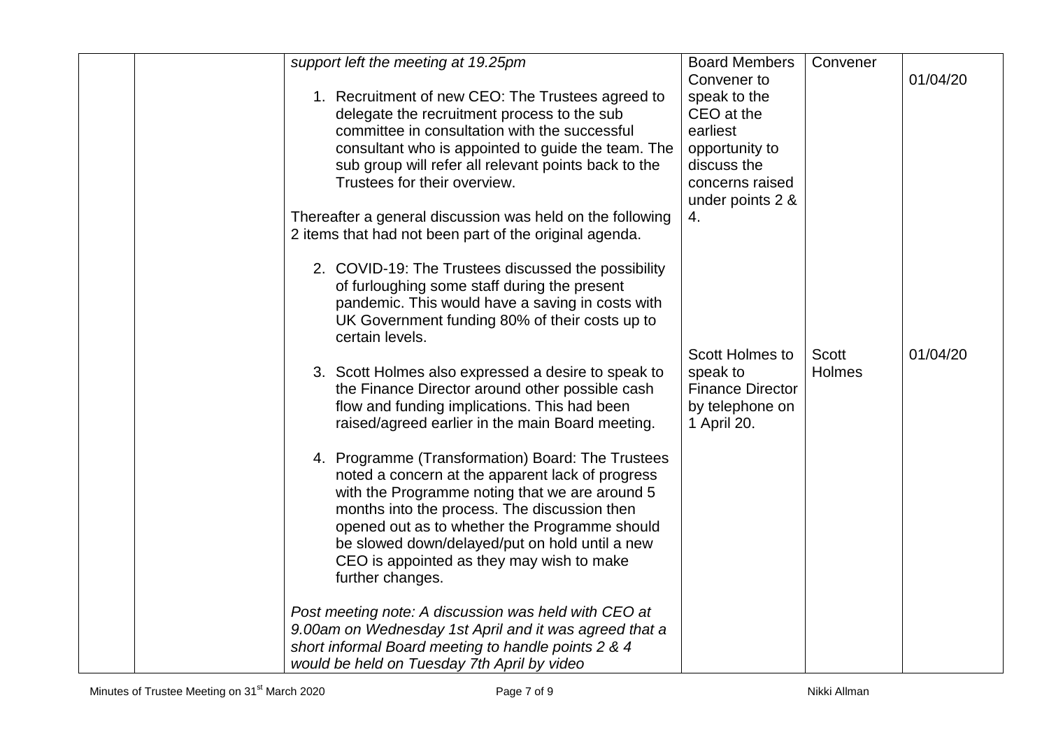| | | | | | |
|---|---|---|---|---|---|
| | | *support left the meeting at 19.25pm*<br><br>1. Recruitment of new CEO: The Trustees agreed to delegate the recruitment process to the sub committee in consultation with the successful consultant who is appointed to guide the team. The sub group will refer all relevant points back to the Trustees for their overview.<br><br>Thereafter a general discussion was held on the following 2 items that had not been part of the original agenda.<br><br>2. COVID-19: The Trustees discussed the possibility of furloughing some staff during the present pandemic. This would have a saving in costs with UK Government funding 80% of their costs up to certain levels. | Board Members<br>Convener to speak to the CEO at the earliest opportunity to discuss the concerns raised under points 2 & 4. | Convener | 01/04/20 |
| | | 3. Scott Holmes also expressed a desire to speak to the Finance Director around other possible cash flow and funding implications. This had been raised/agreed earlier in the main Board meeting.<br><br>4. Programme (Transformation) Board: The Trustees noted a concern at the apparent lack of progress with the Programme noting that we are around 5 months into the process. The discussion then opened out as to whether the Programme should be slowed down/delayed/put on hold until a new CEO is appointed as they may wish to make further changes.<br><br>*Post meeting note: A discussion was held with CEO at 9.00am on Wednesday 1st April and it was agreed that a short informal Board meeting to handle points 2 & 4 would be held on Tuesday 7th April by video* | Scott Holmes to speak to Finance Director by telephone on 1 April 20. | Scott Holmes | 01/04/20 |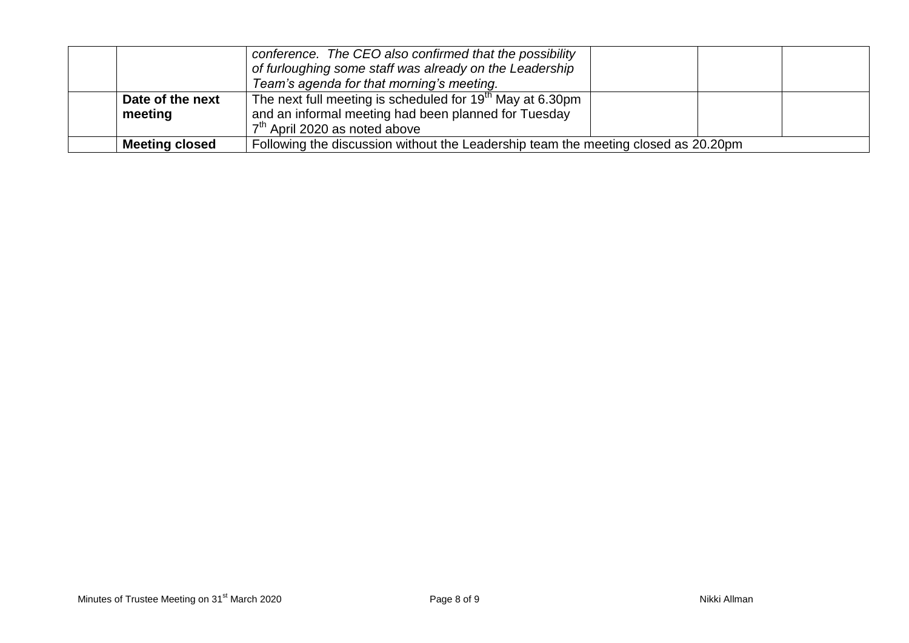| | | | | | |
|---|---|---|---|---|---|
| | | *conference. The CEO also confirmed that the possibility of furloughing some staff was already on the Leadership Team's agenda for that morning's meeting.* | | | |
| | **Date of the next meeting** | The next full meeting is scheduled for 19th May at 6.30pm and an informal meeting had been planned for Tuesday 7th April 2020 as noted above | | | |
| | **Meeting closed** | Following the discussion without the Leadership team the meeting closed as 20.20pm | | | |